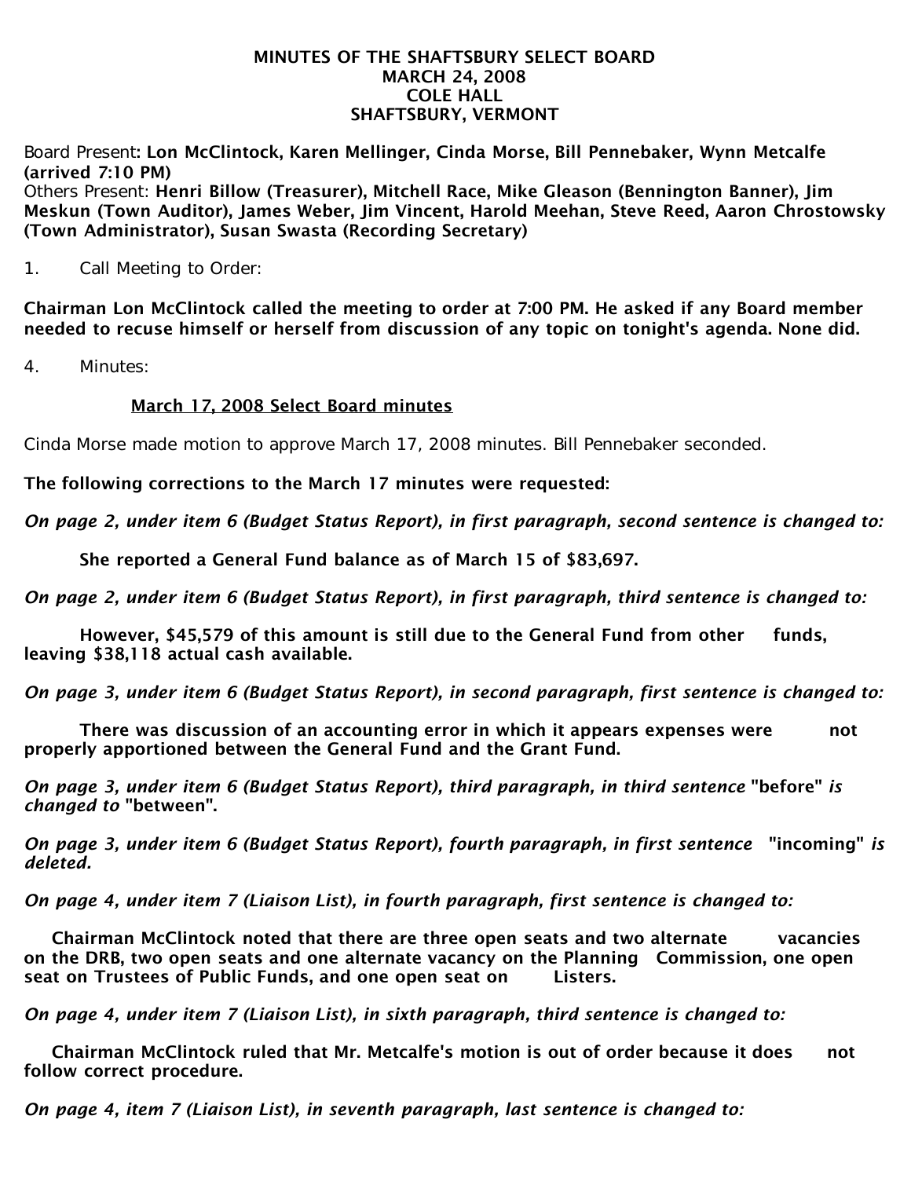# MINUTES OF THE SHAFTSBURY SELECT BOARD
## MARCH 24, 2008
## COLE HALL
## SHAFTSBURY, VERMONT

Board Present: **Lon McClintock, Karen Mellinger, Cinda Morse, Bill Pennebaker, Wynn Metcalfe (arrived 7:10 PM)**
Others Present: **Henri Billow (Treasurer), Mitchell Race, Mike Gleason (Bennington Banner), Jim Meskun (Town Auditor), James Weber, Jim Vincent, Harold Meehan, Steve Reed, Aaron Chrostowsky (Town Administrator), Susan Swasta (Recording Secretary)**

1. Call Meeting to Order:

**Chairman Lon McClintock called the meeting to order at 7:00 PM. He asked if any Board member needed to recuse himself or herself from discussion of any topic on tonight's agenda. None did.**

4. Minutes:

**<u>March 17, 2008 Select Board minutes</u>**

Cinda Morse made motion to approve March 17, 2008 minutes. Bill Pennebaker seconded.

**The following corrections to the March 17 minutes were requested:**

***On page 2, under item 6 (Budget Status Report), in first paragraph, second sentence is changed to:***

**She reported a General Fund balance as of March 15 of $83,697.**

***On page 2, under item 6 (Budget Status Report), in first paragraph, third sentence is changed to:***

**However, $45,579 of this amount is still due to the General Fund from other funds, leaving $38,118 actual cash available.**

***On page 3, under item 6 (Budget Status Report), in second paragraph, first sentence is changed to:***

**There was discussion of an accounting error in which it appears expenses were not properly apportioned between the General Fund and the Grant Fund.**

***On page 3, under item 6 (Budget Status Report), third paragraph, in third sentence* "before" *is changed to* "between".**

***On page 3, under item 6 (Budget Status Report), fourth paragraph, in first sentence* "incoming" *is deleted.***

***On page 4, under item 7 (Liaison List), in fourth paragraph, first sentence is changed to:***

**Chairman McClintock noted that there are three open seats and two alternate vacancies on the DRB, two open seats and one alternate vacancy on the Planning Commission, one open seat on Trustees of Public Funds, and one open seat on Listers.**

***On page 4, under item 7 (Liaison List), in sixth paragraph, third sentence is changed to:***

**Chairman McClintock ruled that Mr. Metcalfe's motion is out of order because it does not follow correct procedure.**

***On page 4, item 7 (Liaison List), in seventh paragraph, last sentence is changed to:***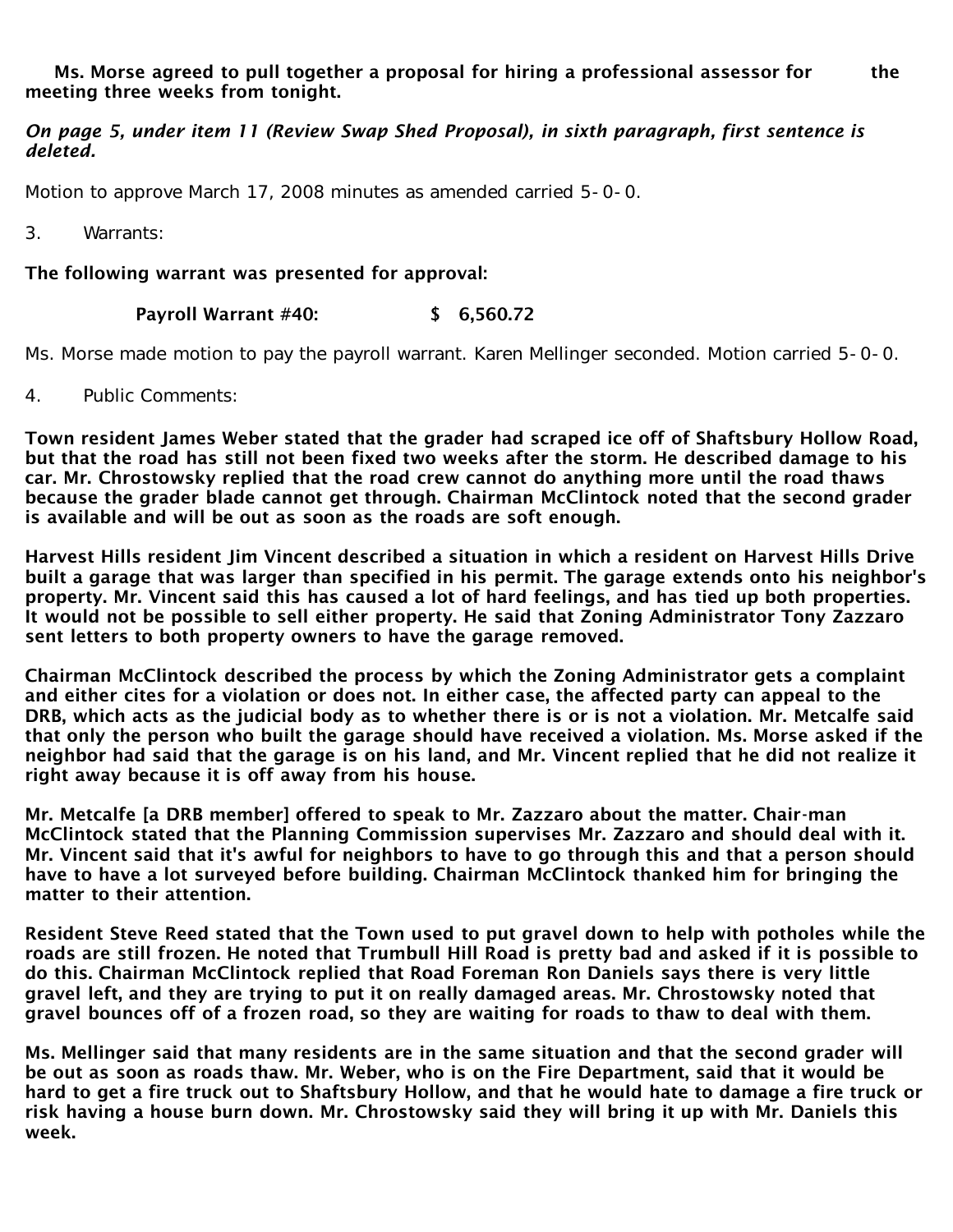**Ms. Morse agreed to pull together a proposal for hiring a professional assessor for the meeting three weeks from tonight.**

***On page 5, under item 11 (Review Swap Shed Proposal), in sixth paragraph, first sentence is deleted.***

Motion to approve March 17, 2008 minutes as amended carried 5-0-0.

3. Warrants:

**The following warrant was presented for approval:**

**Payroll Warrant #40: $ 6,560.72**

Ms. Morse made motion to pay the payroll warrant. Karen Mellinger seconded. Motion carried 5-0-0.

4. Public Comments:

**Town resident James Weber stated that the grader had scraped ice off of Shaftsbury Hollow Road, but that the road has still not been fixed two weeks after the storm. He described damage to his car. Mr. Chrostowsky replied that the road crew cannot do anything more until the road thaws because the grader blade cannot get through. Chairman McClintock noted that the second grader is available and will be out as soon as the roads are soft enough.**

**Harvest Hills resident Jim Vincent described a situation in which a resident on Harvest Hills Drive built a garage that was larger than specified in his permit. The garage extends onto his neighbor's property. Mr. Vincent said this has caused a lot of hard feelings, and has tied up both properties. It would not be possible to sell either property. He said that Zoning Administrator Tony Zazzaro sent letters to both property owners to have the garage removed.**

**Chairman McClintock described the process by which the Zoning Administrator gets a complaint and either cites for a violation or does not. In either case, the affected party can appeal to the DRB, which acts as the judicial body as to whether there is or is not a violation. Mr. Metcalfe said that only the person who built the garage should have received a violation. Ms. Morse asked if the neighbor had said that the garage is on his land, and Mr. Vincent replied that he did not realize it right away because it is off away from his house.**

**Mr. Metcalfe [a DRB member] offered to speak to Mr. Zazzaro about the matter. Chair-man McClintock stated that the Planning Commission supervises Mr. Zazzaro and should deal with it. Mr. Vincent said that it's awful for neighbors to have to go through this and that a person should have to have a lot surveyed before building. Chairman McClintock thanked him for bringing the matter to their attention.**

**Resident Steve Reed stated that the Town used to put gravel down to help with potholes while the roads are still frozen. He noted that Trumbull Hill Road is pretty bad and asked if it is possible to do this. Chairman McClintock replied that Road Foreman Ron Daniels says there is very little gravel left, and they are trying to put it on really damaged areas. Mr. Chrostowsky noted that gravel bounces off of a frozen road, so they are waiting for roads to thaw to deal with them.**

**Ms. Mellinger said that many residents are in the same situation and that the second grader will be out as soon as roads thaw. Mr. Weber, who is on the Fire Department, said that it would be hard to get a fire truck out to Shaftsbury Hollow, and that he would hate to damage a fire truck or risk having a house burn down. Mr. Chrostowsky said they will bring it up with Mr. Daniels this week.**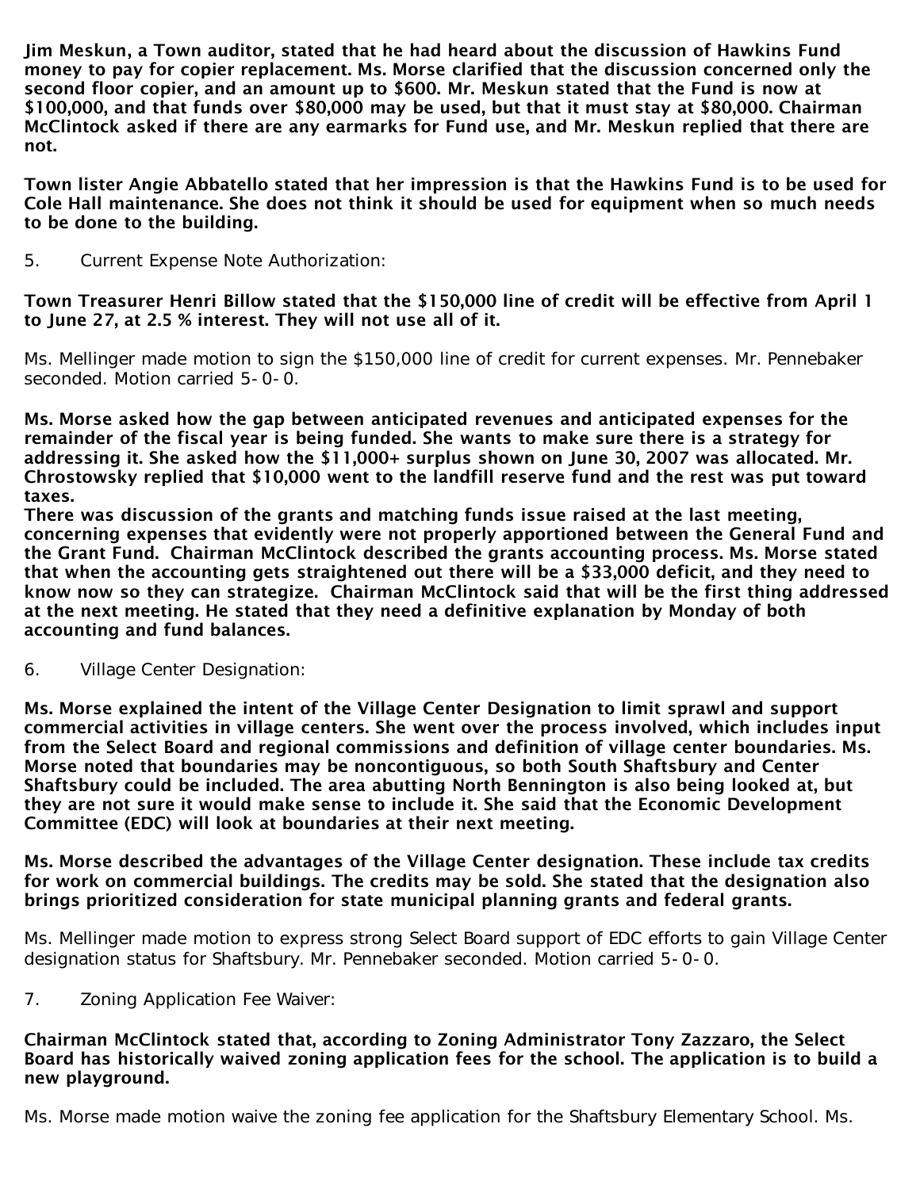**Jim Meskun, a Town auditor, stated that he had heard about the discussion of Hawkins Fund money to pay for copier replacement. Ms. Morse clarified that the discussion concerned only the second floor copier, and an amount up to $600. Mr. Meskun stated that the Fund is now at $100,000, and that funds over $80,000 may be used, but that it must stay at $80,000. Chairman McClintock asked if there are any earmarks for Fund use, and Mr. Meskun replied that there are not.**

**Town lister Angie Abbatello stated that her impression is that the Hawkins Fund is to be used for Cole Hall maintenance. She does not think it should be used for equipment when so much needs to be done to the building.**

5. Current Expense Note Authorization:

**Town Treasurer Henri Billow stated that the $150,000 line of credit will be effective from April 1 to June 27, at 2.5 % interest. They will not use all of it.**

Ms. Mellinger made motion to sign the $150,000 line of credit for current expenses. Mr. Pennebaker seconded. Motion carried 5-0-0.

**Ms. Morse asked how the gap between anticipated revenues and anticipated expenses for the remainder of the fiscal year is being funded. She wants to make sure there is a strategy for addressing it. She asked how the $11,000+ surplus shown on June 30, 2007 was allocated. Mr. Chrostowsky replied that $10,000 went to the landfill reserve fund and the rest was put toward taxes.**
**There was discussion of the grants and matching funds issue raised at the last meeting, concerning expenses that evidently were not properly apportioned between the General Fund and the Grant Fund. Chairman McClintock described the grants accounting process. Ms. Morse stated that when the accounting gets straightened out there will be a $33,000 deficit, and they need to know now so they can strategize. Chairman McClintock said that will be the first thing addressed at the next meeting. He stated that they need a definitive explanation by Monday of both accounting and fund balances.**

6. Village Center Designation:

**Ms. Morse explained the intent of the Village Center Designation to limit sprawl and support commercial activities in village centers. She went over the process involved, which includes input from the Select Board and regional commissions and definition of village center boundaries. Ms. Morse noted that boundaries may be noncontiguous, so both South Shaftsbury and Center Shaftsbury could be included. The area abutting North Bennington is also being looked at, but they are not sure it would make sense to include it. She said that the Economic Development Committee (EDC) will look at boundaries at their next meeting.**

**Ms. Morse described the advantages of the Village Center designation. These include tax credits for work on commercial buildings. The credits may be sold. She stated that the designation also brings prioritized consideration for state municipal planning grants and federal grants.**

Ms. Mellinger made motion to express strong Select Board support of EDC efforts to gain Village Center designation status for Shaftsbury. Mr. Pennebaker seconded. Motion carried 5-0-0.

7. Zoning Application Fee Waiver:

**Chairman McClintock stated that, according to Zoning Administrator Tony Zazzaro, the Select Board has historically waived zoning application fees for the school. The application is to build a new playground.**

Ms. Morse made motion waive the zoning fee application for the Shaftsbury Elementary School. Ms.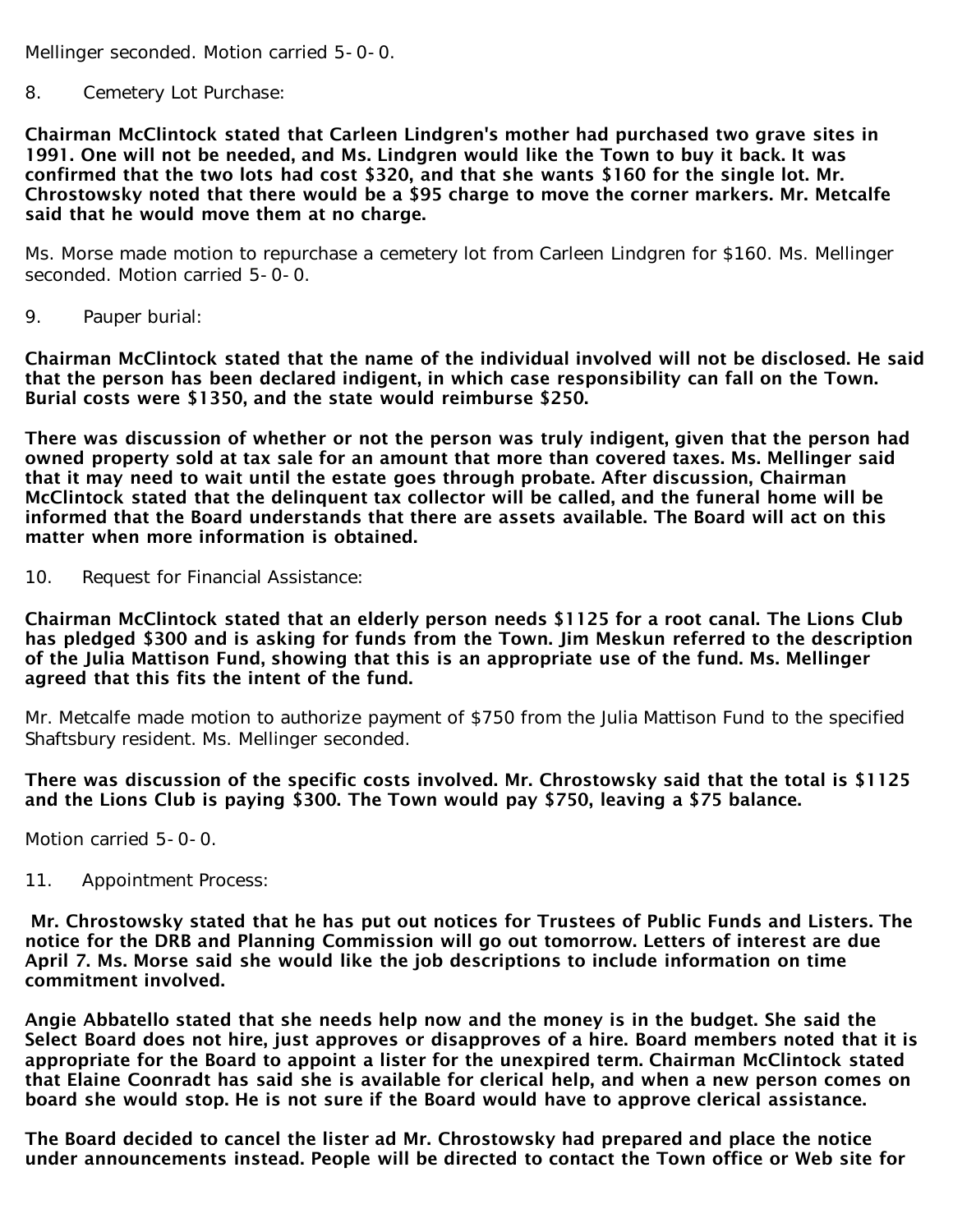Mellinger seconded. Motion carried 5-0-0.

8. Cemetery Lot Purchase:

**Chairman McClintock stated that Carleen Lindgren's mother had purchased two grave sites in 1991. One will not be needed, and Ms. Lindgren would like the Town to buy it back. It was confirmed that the two lots had cost $320, and that she wants $160 for the single lot. Mr. Chrostowsky noted that there would be a $95 charge to move the corner markers. Mr. Metcalfe said that he would move them at no charge.**

Ms. Morse made motion to repurchase a cemetery lot from Carleen Lindgren for $160. Ms. Mellinger seconded. Motion carried 5-0-0.

9. Pauper burial:

**Chairman McClintock stated that the name of the individual involved will not be disclosed. He said that the person has been declared indigent, in which case responsibility can fall on the Town. Burial costs were $1350, and the state would reimburse $250.**

**There was discussion of whether or not the person was truly indigent, given that the person had owned property sold at tax sale for an amount that more than covered taxes. Ms. Mellinger said that it may need to wait until the estate goes through probate. After discussion, Chairman McClintock stated that the delinquent tax collector will be called, and the funeral home will be informed that the Board understands that there are assets available. The Board will act on this matter when more information is obtained.**

10. Request for Financial Assistance:

**Chairman McClintock stated that an elderly person needs $1125 for a root canal. The Lions Club has pledged $300 and is asking for funds from the Town. Jim Meskun referred to the description of the Julia Mattison Fund, showing that this is an appropriate use of the fund. Ms. Mellinger agreed that this fits the intent of the fund.**

Mr. Metcalfe made motion to authorize payment of $750 from the Julia Mattison Fund to the specified Shaftsbury resident. Ms. Mellinger seconded.

**There was discussion of the specific costs involved. Mr. Chrostowsky said that the total is $1125 and the Lions Club is paying $300. The Town would pay $750, leaving a $75 balance.**

Motion carried 5-0-0.

11. Appointment Process:

**Mr. Chrostowsky stated that he has put out notices for Trustees of Public Funds and Listers. The notice for the DRB and Planning Commission will go out tomorrow. Letters of interest are due April 7. Ms. Morse said she would like the job descriptions to include information on time commitment involved.**

**Angie Abbatello stated that she needs help now and the money is in the budget. She said the Select Board does not hire, just approves or disapproves of a hire. Board members noted that it is appropriate for the Board to appoint a lister for the unexpired term. Chairman McClintock stated that Elaine Coonradt has said she is available for clerical help, and when a new person comes on board she would stop. He is not sure if the Board would have to approve clerical assistance.**

**The Board decided to cancel the lister ad Mr. Chrostowsky had prepared and place the notice under announcements instead. People will be directed to contact the Town office or Web site for**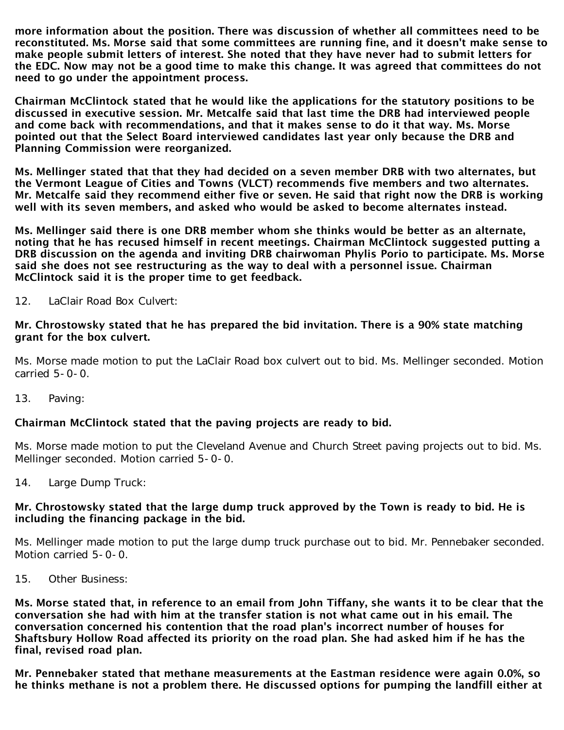**more information about the position. There was discussion of whether all committees need to be reconstituted. Ms. Morse said that some committees are running fine, and it doesn't make sense to make people submit letters of interest. She noted that they have never had to submit letters for the EDC. Now may not be a good time to make this change. It was agreed that committees do not need to go under the appointment process.**

**Chairman McClintock stated that he would like the applications for the statutory positions to be discussed in executive session. Mr. Metcalfe said that last time the DRB had interviewed people and come back with recommendations, and that it makes sense to do it that way. Ms. Morse pointed out that the Select Board interviewed candidates last year only because the DRB and Planning Commission were reorganized.**

**Ms. Mellinger stated that that they had decided on a seven member DRB with two alternates, but the Vermont League of Cities and Towns (VLCT) recommends five members and two alternates. Mr. Metcalfe said they recommend either five or seven. He said that right now the DRB is working well with its seven members, and asked who would be asked to become alternates instead.**

**Ms. Mellinger said there is one DRB member whom she thinks would be better as an alternate, noting that he has recused himself in recent meetings. Chairman McClintock suggested putting a DRB discussion on the agenda and inviting DRB chairwoman Phylis Porio to participate. Ms. Morse said she does not see restructuring as the way to deal with a personnel issue. Chairman McClintock said it is the proper time to get feedback.**

12. LaClair Road Box Culvert:

**Mr. Chrostowsky stated that he has prepared the bid invitation. There is a 90% state matching grant for the box culvert.**

Ms. Morse made motion to put the LaClair Road box culvert out to bid. Ms. Mellinger seconded. Motion carried 5-0-0.

13. Paving:

**Chairman McClintock stated that the paving projects are ready to bid.**

Ms. Morse made motion to put the Cleveland Avenue and Church Street paving projects out to bid. Ms. Mellinger seconded. Motion carried 5-0-0.

14. Large Dump Truck:

**Mr. Chrostowsky stated that the large dump truck approved by the Town is ready to bid. He is including the financing package in the bid.**

Ms. Mellinger made motion to put the large dump truck purchase out to bid. Mr. Pennebaker seconded. Motion carried 5-0-0.

15. Other Business:

**Ms. Morse stated that, in reference to an email from John Tiffany, she wants it to be clear that the conversation she had with him at the transfer station is not what came out in his email. The conversation concerned his contention that the road plan's incorrect number of houses for Shaftsbury Hollow Road affected its priority on the road plan. She had asked him if he has the final, revised road plan.**

**Mr. Pennebaker stated that methane measurements at the Eastman residence were again 0.0%, so he thinks methane is not a problem there. He discussed options for pumping the landfill either at**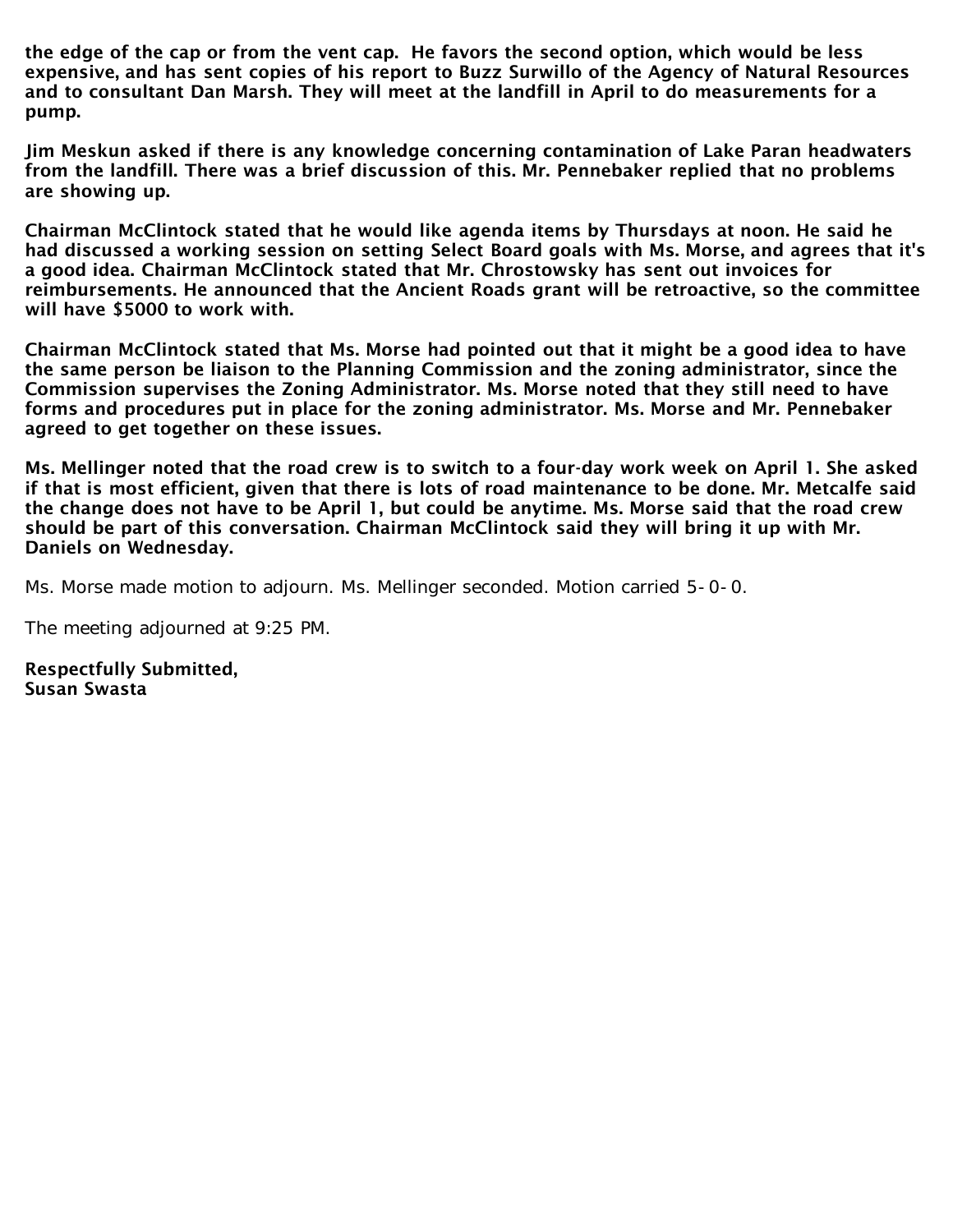**the edge of the cap or from the vent cap.  He favors the second option, which would be less expensive, and has sent copies of his report to Buzz Surwillo of the Agency of Natural Resources and to consultant Dan Marsh. They will meet at the landfill in April to do measurements for a pump.**

**Jim Meskun asked if there is any knowledge concerning contamination of Lake Paran headwaters from the landfill. There was a brief discussion of this. Mr. Pennebaker replied that no problems are showing up.**

**Chairman McClintock stated that he would like agenda items by Thursdays at noon. He said he had discussed a working session on setting Select Board goals with Ms. Morse, and agrees that it's a good idea. Chairman McClintock stated that Mr. Chrostowsky has sent out invoices for reimbursements. He announced that the Ancient Roads grant will be retroactive, so the committee will have $5000 to work with.**

**Chairman McClintock stated that Ms. Morse had pointed out that it might be a good idea to have the same person be liaison to the Planning Commission and the zoning administrator, since the Commission supervises the Zoning Administrator. Ms. Morse noted that they still need to have forms and procedures put in place for the zoning administrator. Ms. Morse and Mr. Pennebaker agreed to get together on these issues.**

**Ms. Mellinger noted that the road crew is to switch to a four-day work week on April 1. She asked if that is most efficient, given that there is lots of road maintenance to be done. Mr. Metcalfe said the change does not have to be April 1, but could be anytime. Ms. Morse said that the road crew should be part of this conversation. Chairman McClintock said they will bring it up with Mr. Daniels on Wednesday.**

Ms. Morse made motion to adjourn. Ms. Mellinger seconded. Motion carried 5-0-0.

The meeting adjourned at 9:25 PM.

**Respectfully Submitted,**
**Susan Swasta**